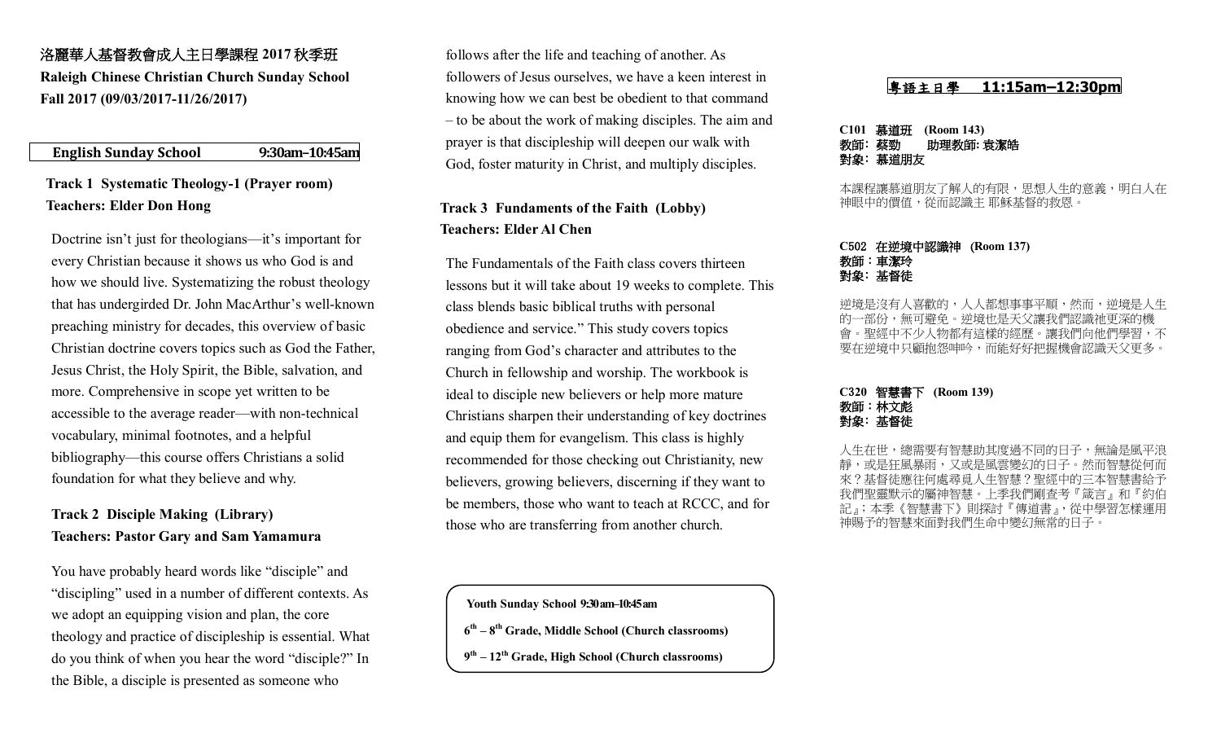洛麗華人基督教會成人主日學課程 2017 秋季班

**Raleigh Chinese Christian Church Sunday School**

**Fall 2017 (09/03/2017-11/26/2017)**

## English Sunday School 9:30am–10:45am

### Track 1 Systematic Theology-1 (Prayer room)
**Teachers: Elder Don Hong**

Doctrine isn't just for theologians—it's important for every Christian because it shows us who God is and how we should live. Systematizing the robust theology that has undergirded Dr. John MacArthur's well-known preaching ministry for decades, this overview of basic Christian doctrine covers topics such as God the Father, Jesus Christ, the Holy Spirit, the Bible, salvation, and more. Comprehensive in scope yet written to be accessible to the average reader—with non-technical vocabulary, minimal footnotes, and a helpful bibliography—this course offers Christians a solid foundation for what they believe and why.

### Track 2 Disciple Making (Library)
**Teachers: Pastor Gary and Sam Yamamura**

You have probably heard words like "disciple" and "discipling" used in a number of different contexts. As we adopt an equipping vision and plan, the core theology and practice of discipleship is essential. What do you think of when you hear the word "disciple?" In the Bible, a disciple is presented as someone who follows after the life and teaching of another. As followers of Jesus ourselves, we have a keen interest in knowing how we can best be obedient to that command – to be about the work of making disciples. The aim and prayer is that discipleship will deepen our walk with God, foster maturity in Christ, and multiply disciples.

### Track 3 Fundaments of the Faith (Lobby)
**Teachers: Elder Al Chen**

The Fundamentals of the Faith class covers thirteen lessons but it will take about 19 weeks to complete. This class blends basic biblical truths with personal obedience and service." This study covers topics ranging from God's character and attributes to the Church in fellowship and worship. The workbook is ideal to disciple new believers or help more mature Christians sharpen their understanding of key doctrines and equip them for evangelism. This class is highly recommended for those checking out Christianity, new believers, growing believers, discerning if they want to be members, those who want to teach at RCCC, and for those who are transferring from another church.

**Youth Sunday School 9:30am–10:45am**

**6th – 8th Grade, Middle School (Church classrooms)**

**9th – 12th Grade, High School (Church classrooms)**

## 粵語主日學 11:15am–12:30pm

**C101 慕道班 (Room 143)**
**教師：蔡勁　　助理教師: 袁潔皓**
**對象：慕道朋友**

本課程讓慕道朋友了解人的有限，思想人生的意義，明白人在神眼中的價值，從而認識主 耶穌基督的救恩。

**C502 在逆境中認識神 (Room 137)**
**教師：車潔玲**
**對象：基督徒**

逆境是沒有人喜歡的，人人都想事事平順，然而，逆境是人生的一部份，無可避免。逆境也是天父讓我們認識祂更深的機會。聖經中不少人物都有這樣的經歷。讓我們向他們學習，不要在逆境中只顧抱怨呻吟，而能好好把握機會認識天父更多。

**C320 智慧書下 (Room 139)**
**教師：林文彪**
**對象：基督徒**

人生在世，總需要有智慧助其度過不同的日子，無論是風平浪靜，或是狂風暴雨，又或是風雲變幻的日子。然而智慧從何而來？基督徒應往何處尋覓人生智慧？聖經中的三本智慧書給予我們聖靈默示的屬神智慧。上季我們剛查考『箴言』和『約伯記』；本季《智慧書下》則探討『傳道書』，從中學習怎樣運用神賜予的智慧來面對我們生命中變幻無常的日子。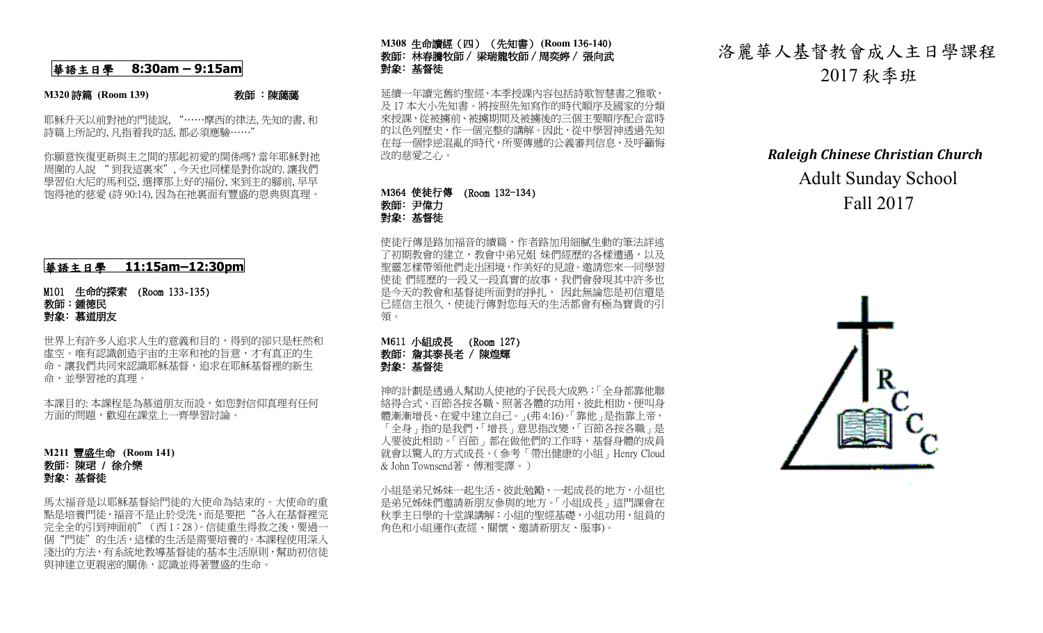## 華語主日學 8:30am – 9:15am

**M320 詩篇 (Room 139)** 教師：陳藹藹

耶穌升天以前對祂的門徒說, "……摩西的律法, 先知的書, 和詩篇上所記的, 凡指着我的話, 都必須應驗……"

你願意恢復更新與主之間的那起初愛的關係嗎? 當年耶穌對祂周圍的人說 "到我這裏來", 今天也同樣是對你說的. 讓我們學習伯大尼的馬利亞, 選擇那上好的福份, 來到主的腳前, 早早飽得祂的慈愛 (詩 90:14), 因為在祂裏面有豐盛的恩典與真理。

## 華語主日學 11:15am–12:30pm

**M101 生命的探索 (Room 133-135)**
**教師：鍾德民**
**對象：慕道朋友**

世界上有許多人追求人生的意義和目的，得到的卻只是枉然和虛空。唯有認識創造宇宙的主宰和祂的旨意，才有真正的生命。讓我們共同來認識耶穌基督，追求在耶穌基督裡的新生命，並學習祂的真理。

本課目的: 本課程是為慕道朋友而設，如您對信仰真理有任何方面的問題，歡迎在課堂上一齊學習討論。

**M211 豐盛生命 (Room 141)**
**教師：陳珺 / 徐介樂**
**對象：基督徒**

馬太福音是以耶穌基督給門徒的大使命為結束的。大使命的重點是培養門徒，福音不是止於受洗，而是要把"各人在基督裡完完全全的引到神面前"（西 1：28）。信徒重生得救之後，要過一個"門徒"的生活，這樣的生活是需要培養的。本課程使用深入淺出的方法，有系統地教導基督徒的基本生活原則，幫助初信徒與神建立更親密的關係，認識並得著豐盛的生命。

**M308 生命讀經（四）（先知書）(Room 136-140)**
**教師：林春騰牧師 / 梁瑞龍牧師 / 周奕婷 / 張向武**
**對象：基督徒**

延續一年讀完舊約聖經，本季授課內容包括詩歌智慧書之雅歌，及 17 本大小先知書。將按照先知寫作的時代順序及國家的分類來授課，從被擄前、被擄期間及被擄後的三個主要順序配合當時的以色列歷史，作一個完整的講解。因此，從中學習神透過先知在每一個悖逆混亂的時代，所要傳遞的公義審判信息、及呼籲悔改的慈愛之心。

**M364 使徒行傳 (Room 132-134)**
**教師：尹偉力**
**對象：基督徒**

使徒行傳是路加福音的續篇，作者路加用細膩生動的筆法詳述了初期教會的建立，教會中弟兄姐 妹們經歷的各樣遭遇，以及聖靈怎樣帶領他們走出困境，作美好的見證。邀請您來一同學習使徒 們經歷的一段又一段真實的故事，我們會發現其中許多也是今天的教會和基督徒所面對的掙扎， 因此無論您是初信還是已經信主很久，使徒行傳對您每天的生活都會有極為寶貴的引領。

**M611 小組成長 (Room 127)**
**教師：詹其泰長老 / 陳煌輝**
**對象：基督徒**

神的計劃是透過人幫助人使祂的子民長大成熟:「全身都靠他聯絡得合式、百節各按各職、照著各體的功用、彼此相助、便叫身體漸漸增長、在愛中建立自己。」(弗 4:16)。「靠他」是指靠上帝，「全身」指的是我們，「增長」意思指改變，「百節各按各職」是人要彼此相助。「百節」都在做他們的工作時，基督身體的成員就會以驚人的方式成長。(參考「帶出健康的小組」Henry Cloud & John Townsend著，傅湘雯譯。)

小組是弟兄姊妹一起生活、彼此勉勵、一起成長的地方，小組也是弟兄姊妹們邀請新朋友參與的地方。「小組成長」這門課會在秋季主日學的十堂課講解：小組的聖經基礎，小組功用，組員的角色和小組運作(查經、關懷、邀請新朋友、服事)。

# 洛麗華人基督教會成人主日學課程
# 2017 秋季班

***Raleigh Chinese Christian Church***

**Adult Sunday School**

**Fall 2017**

RCC